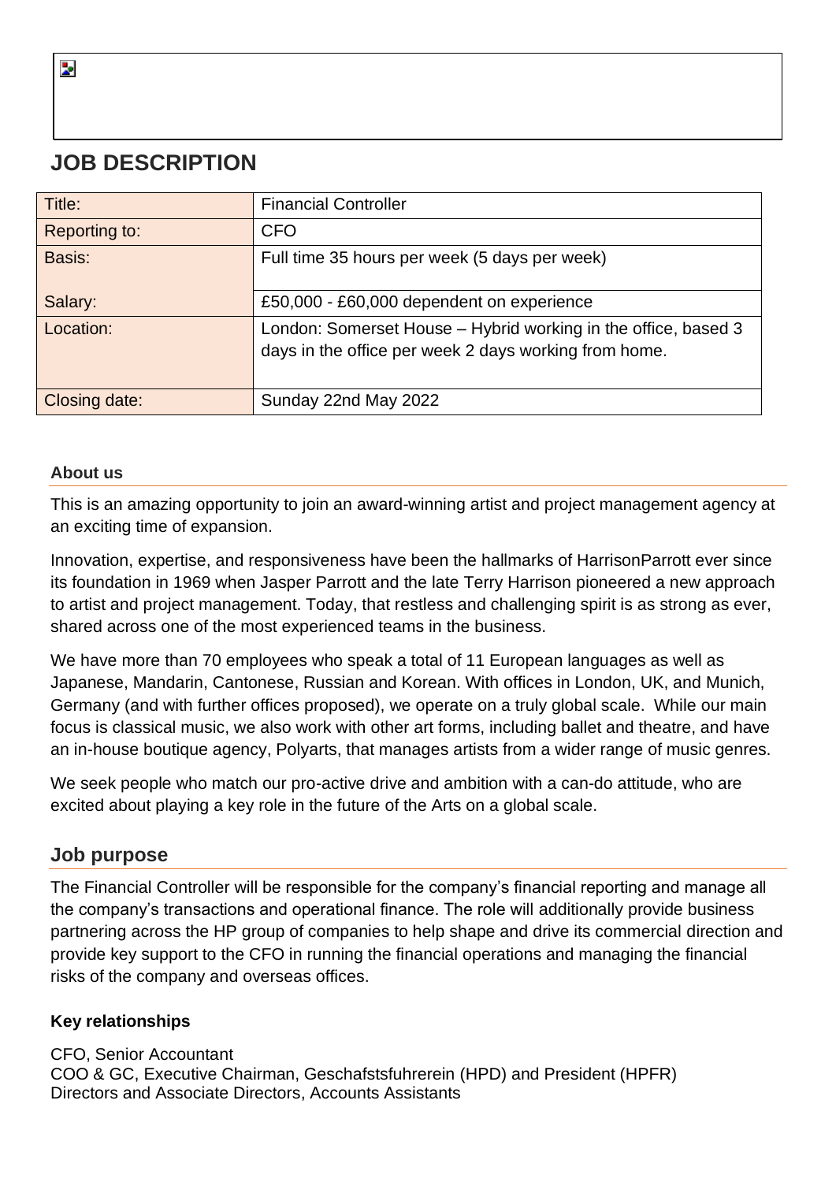# JOB DESCRIPTION

| Title: | Financial Controller |
|---|---|
| Reporting to: | CFO |
| Basis: | Full time 35 hours per week (5 days per week) |
| Salary: | £50,000 - £60,000 dependent on experience |
| Location: | London: Somerset House – Hybrid working in the office, based 3 days in the office per week 2 days working from home. |
| Closing date: | Sunday 22nd May 2022 |

### About us

This is an amazing opportunity to join an award-winning artist and project management agency at an exciting time of expansion.

Innovation, expertise, and responsiveness have been the hallmarks of HarrisonParrott ever since its foundation in 1969 when Jasper Parrott and the late Terry Harrison pioneered a new approach to artist and project management. Today, that restless and challenging spirit is as strong as ever, shared across one of the most experienced teams in the business.

We have more than 70 employees who speak a total of 11 European languages as well as Japanese, Mandarin, Cantonese, Russian and Korean. With offices in London, UK, and Munich, Germany (and with further offices proposed), we operate on a truly global scale. While our main focus is classical music, we also work with other art forms, including ballet and theatre, and have an in-house boutique agency, Polyarts, that manages artists from a wider range of music genres.

We seek people who match our pro-active drive and ambition with a can-do attitude, who are excited about playing a key role in the future of the Arts on a global scale.

## Job purpose

The Financial Controller will be responsible for the company's financial reporting and manage all the company's transactions and operational finance. The role will additionally provide business partnering across the HP group of companies to help shape and drive its commercial direction and provide key support to the CFO in running the financial operations and managing the financial risks of the company and overseas offices.

### Key relationships

CFO, Senior Accountant
COO & GC, Executive Chairman, Geschafstsfuhrerein (HPD) and President (HPFR)
Directors and Associate Directors, Accounts Assistants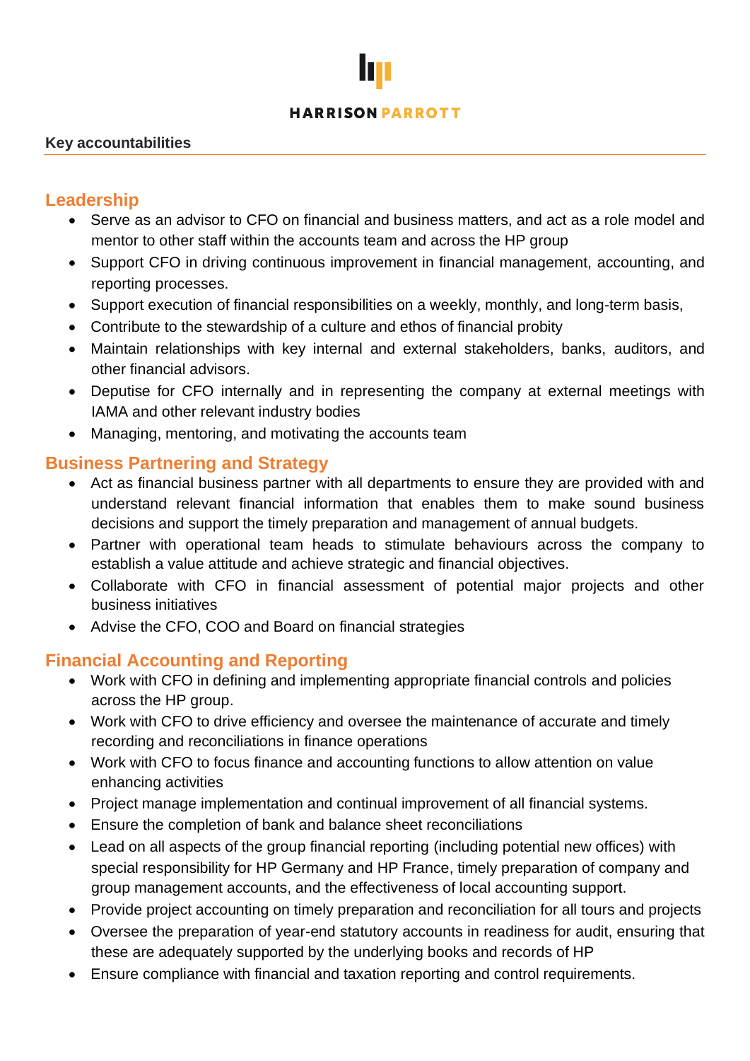**Key accountabilities**

## Leadership

- Serve as an advisor to CFO on financial and business matters, and act as a role model and mentor to other staff within the accounts team and across the HP group
- Support CFO in driving continuous improvement in financial management, accounting, and reporting processes.
- Support execution of financial responsibilities on a weekly, monthly, and long-term basis,
- Contribute to the stewardship of a culture and ethos of financial probity
- Maintain relationships with key internal and external stakeholders, banks, auditors, and other financial advisors.
- Deputise for CFO internally and in representing the company at external meetings with IAMA and other relevant industry bodies
- Managing, mentoring, and motivating the accounts team

## Business Partnering and Strategy

- Act as financial business partner with all departments to ensure they are provided with and understand relevant financial information that enables them to make sound business decisions and support the timely preparation and management of annual budgets.
- Partner with operational team heads to stimulate behaviours across the company to establish a value attitude and achieve strategic and financial objectives.
- Collaborate with CFO in financial assessment of potential major projects and other business initiatives
- Advise the CFO, COO and Board on financial strategies

## Financial Accounting and Reporting

- Work with CFO in defining and implementing appropriate financial controls and policies across the HP group.
- Work with CFO to drive efficiency and oversee the maintenance of accurate and timely recording and reconciliations in finance operations
- Work with CFO to focus finance and accounting functions to allow attention on value enhancing activities
- Project manage implementation and continual improvement of all financial systems.
- Ensure the completion of bank and balance sheet reconciliations
- Lead on all aspects of the group financial reporting (including potential new offices) with special responsibility for HP Germany and HP France, timely preparation of company and group management accounts, and the effectiveness of local accounting support.
- Provide project accounting on timely preparation and reconciliation for all tours and projects
- Oversee the preparation of year-end statutory accounts in readiness for audit, ensuring that these are adequately supported by the underlying books and records of HP
- Ensure compliance with financial and taxation reporting and control requirements.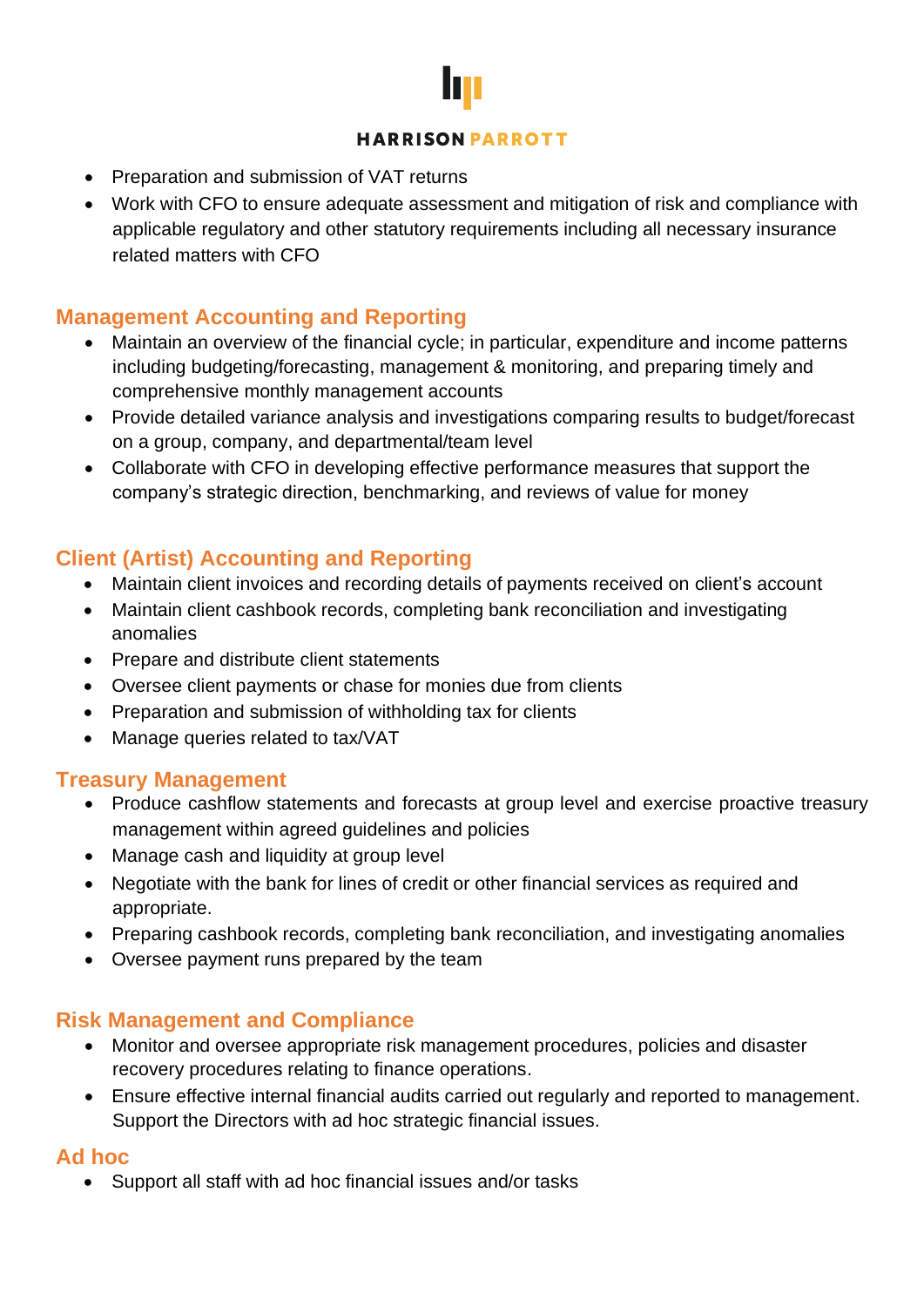- Preparation and submission of VAT returns
- Work with CFO to ensure adequate assessment and mitigation of risk and compliance with applicable regulatory and other statutory requirements including all necessary insurance related matters with CFO

## Management Accounting and Reporting

- Maintain an overview of the financial cycle; in particular, expenditure and income patterns including budgeting/forecasting, management & monitoring, and preparing timely and comprehensive monthly management accounts
- Provide detailed variance analysis and investigations comparing results to budget/forecast on a group, company, and departmental/team level
- Collaborate with CFO in developing effective performance measures that support the company's strategic direction, benchmarking, and reviews of value for money

## Client (Artist) Accounting and Reporting

- Maintain client invoices and recording details of payments received on client's account
- Maintain client cashbook records, completing bank reconciliation and investigating anomalies
- Prepare and distribute client statements
- Oversee client payments or chase for monies due from clients
- Preparation and submission of withholding tax for clients
- Manage queries related to tax/VAT

## Treasury Management

- Produce cashflow statements and forecasts at group level and exercise proactive treasury management within agreed guidelines and policies
- Manage cash and liquidity at group level
- Negotiate with the bank for lines of credit or other financial services as required and appropriate.
- Preparing cashbook records, completing bank reconciliation, and investigating anomalies
- Oversee payment runs prepared by the team

## Risk Management and Compliance

- Monitor and oversee appropriate risk management procedures, policies and disaster recovery procedures relating to finance operations.
- Ensure effective internal financial audits carried out regularly and reported to management. Support the Directors with ad hoc strategic financial issues.

## Ad hoc

- Support all staff with ad hoc financial issues and/or tasks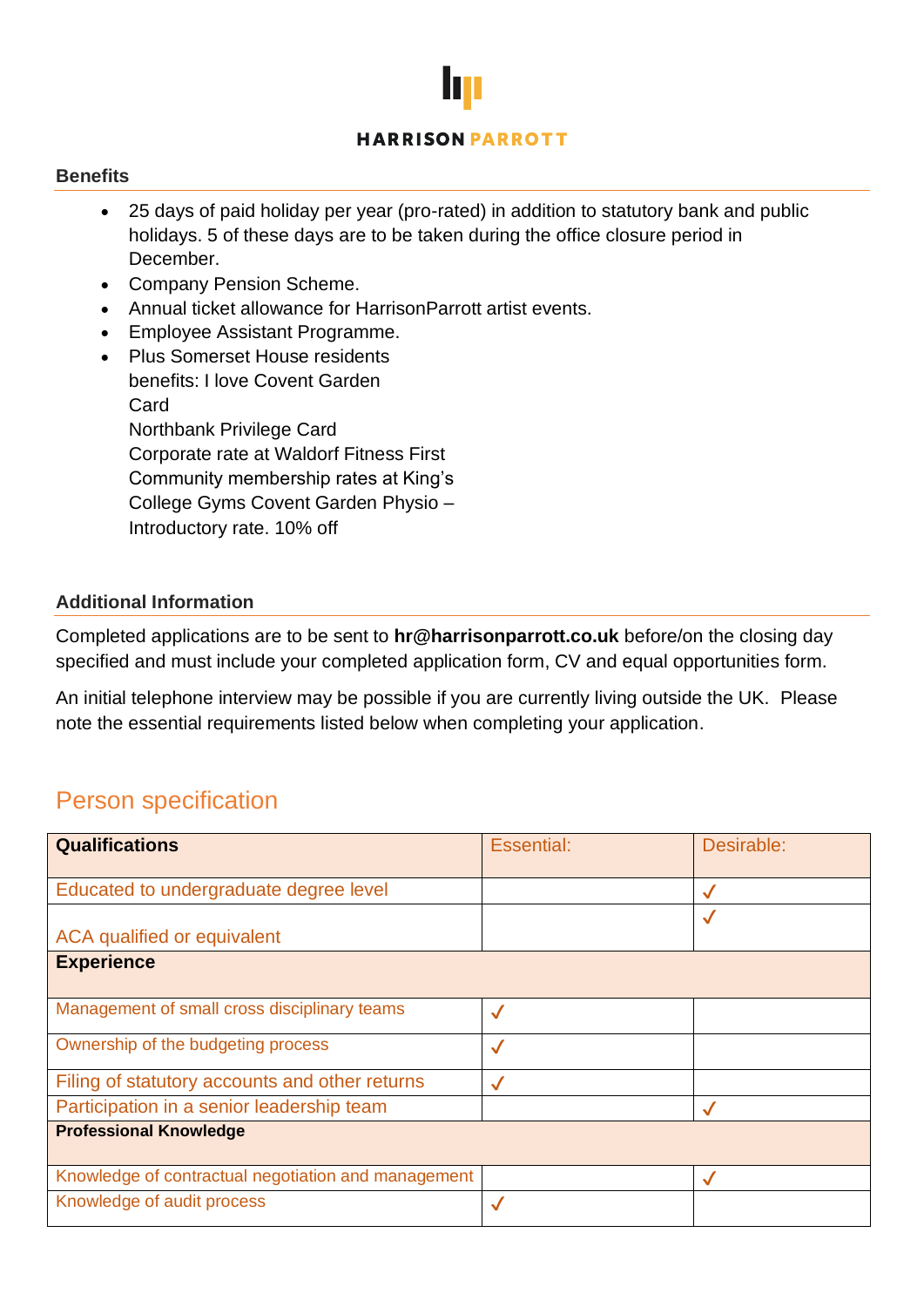## Benefits

- 25 days of paid holiday per year (pro-rated) in addition to statutory bank and public holidays. 5 of these days are to be taken during the office closure period in December.
- Company Pension Scheme.
- Annual ticket allowance for HarrisonParrott artist events.
- Employee Assistant Programme.
- Plus Somerset House residents benefits: I love Covent Garden Card
  Northbank Privilege Card
  Corporate rate at Waldorf Fitness First
  Community membership rates at King's College Gyms Covent Garden Physio – Introductory rate. 10% off

## Additional Information

Completed applications are to be sent to **hr@harrisonparrott.co.uk** before/on the closing day specified and must include your completed application form, CV and equal opportunities form.

An initial telephone interview may be possible if you are currently living outside the UK. Please note the essential requirements listed below when completing your application.

# Person specification

| **Qualifications** | Essential: | Desirable: |
|---|---|---|
| Educated to undergraduate degree level | | ✓ |
| ACA qualified or equivalent | | ✓ |
| **Experience** | | |
| Management of small cross disciplinary teams | ✓ | |
| Ownership of the budgeting process | ✓ | |
| Filing of statutory accounts and other returns | ✓ | |
| Participation in a senior leadership team | | ✓ |
| **Professional Knowledge** | | |
| Knowledge of contractual negotiation and management | | ✓ |
| Knowledge of audit process | ✓ | |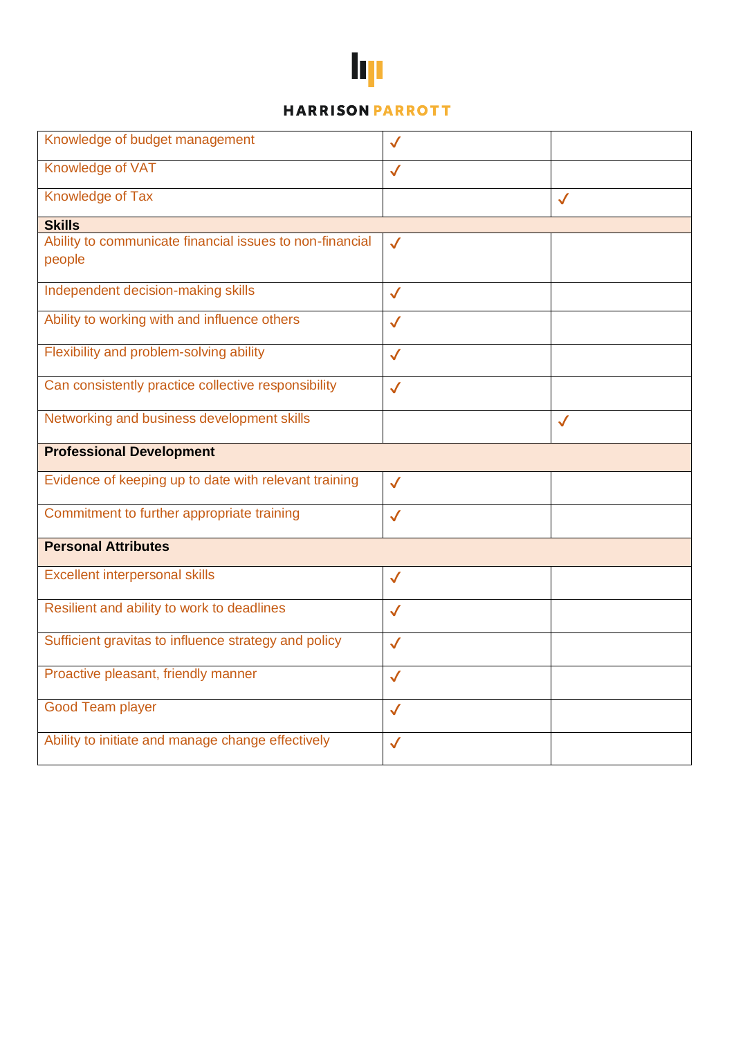HARRISON PARROTT

| | | |
|---|---|---|
| Knowledge of budget management | ✓ | |
| Knowledge of VAT | ✓ | |
| Knowledge of Tax | | ✓ |
| **Skills** | | |
| Ability to communicate financial issues to non-financial people | ✓ | |
| Independent decision-making skills | ✓ | |
| Ability to working with and influence others | ✓ | |
| Flexibility and problem-solving ability | ✓ | |
| Can consistently practice collective responsibility | ✓ | |
| Networking and business development skills | | ✓ |
| **Professional Development** | | |
| Evidence of keeping up to date with relevant training | ✓ | |
| Commitment to further appropriate training | ✓ | |
| **Personal Attributes** | | |
| Excellent interpersonal skills | ✓ | |
| Resilient and ability to work to deadlines | ✓ | |
| Sufficient gravitas to influence strategy and policy | ✓ | |
| Proactive pleasant, friendly manner | ✓ | |
| Good Team player | ✓ | |
| Ability to initiate and manage change effectively | ✓ | |